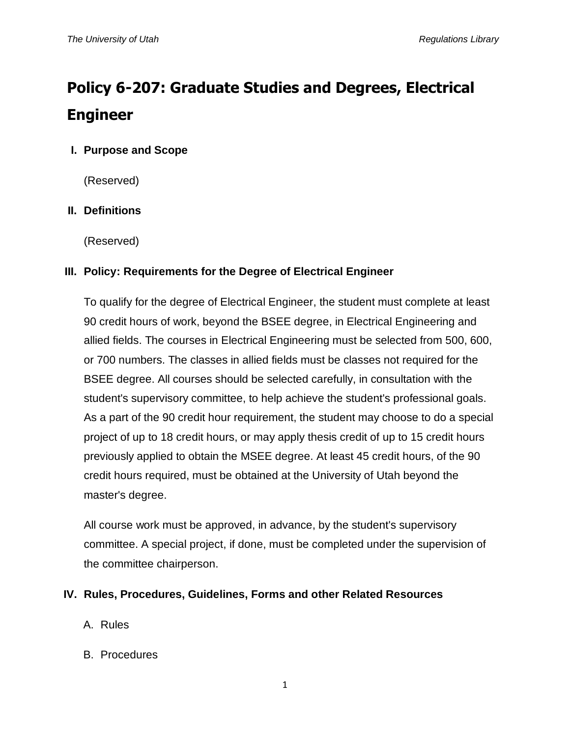# Policy 6-207: Graduate Studies and Degrees, Electrical Engineer

## I. Purpose and Scope

(Reserved)

## II. Definitions

(Reserved)

## III. Policy: Requirements for the Degree of Electrical Engineer

To qualify for the degree of Electrical Engineer, the student must complete at least 90 credit hours of work, beyond the BSEE degree, in Electrical Engineering and allied fields. The courses in Electrical Engineering must be selected from 500, 600, or 700 numbers. The classes in allied fields must be classes not required for the BSEE degree. All courses should be selected carefully, in consultation with the student's supervisory committee, to help achieve the student's professional goals. As a part of the 90 credit hour requirement, the student may choose to do a special project of up to 18 credit hours, or may apply thesis credit of up to 15 credit hours previously applied to obtain the MSEE degree. At least 45 credit hours, of the 90 credit hours required, must be obtained at the University of Utah beyond the master's degree.

All course work must be approved, in advance, by the student's supervisory committee. A special project, if done, must be completed under the supervision of the committee chairperson.

## IV. Rules, Procedures, Guidelines, Forms and other Related Resources

A. Rules

B. Procedures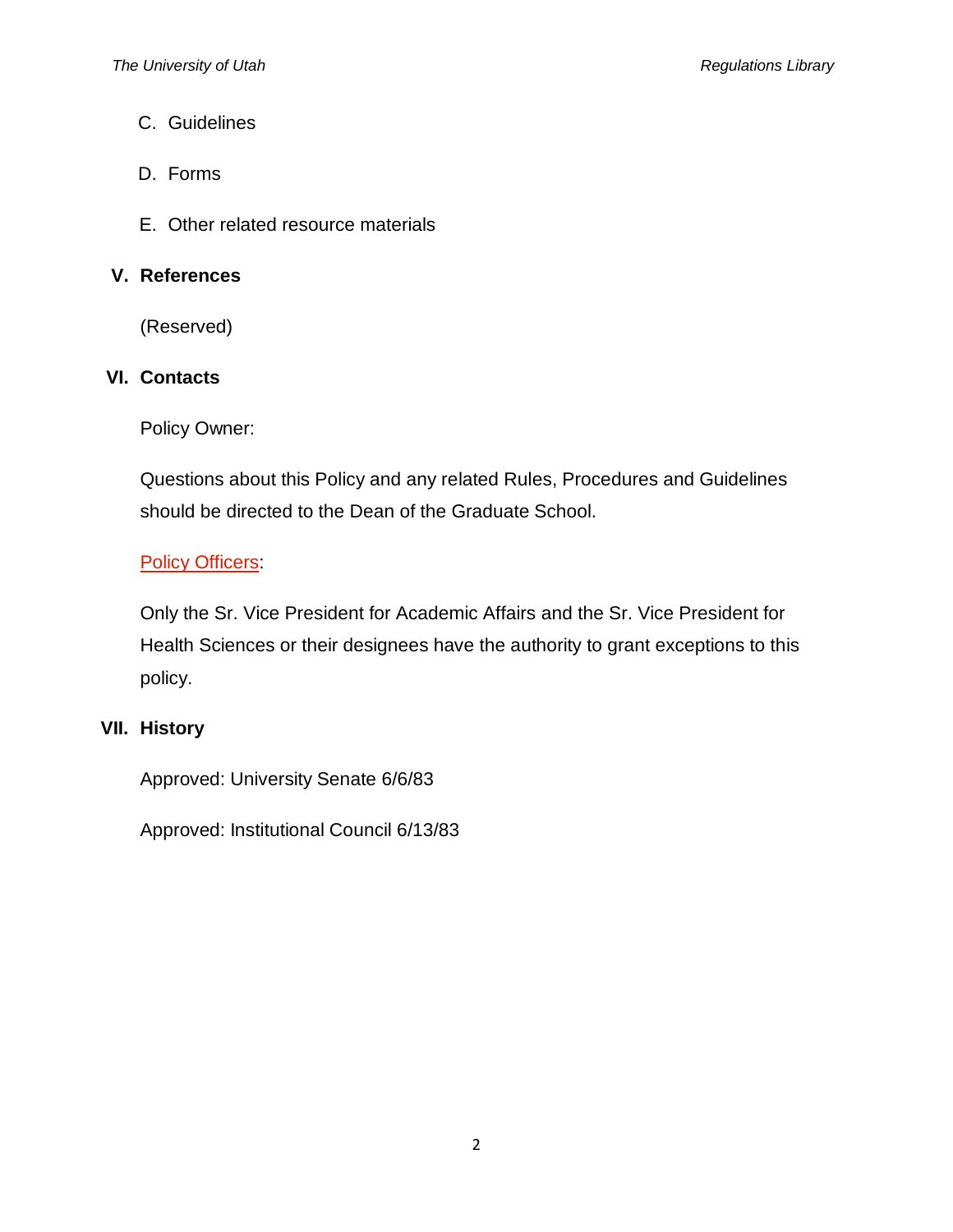C. Guidelines

D. Forms

E. Other related resource materials

## V. References

(Reserved)

## VI. Contacts

Policy Owner:

Questions about this Policy and any related Rules, Procedures and Guidelines should be directed to the Dean of the Graduate School.

Policy Officers:

Only the Sr. Vice President for Academic Affairs and the Sr. Vice President for Health Sciences or their designees have the authority to grant exceptions to this policy.

## VII. History

Approved: University Senate 6/6/83

Approved: Institutional Council 6/13/83